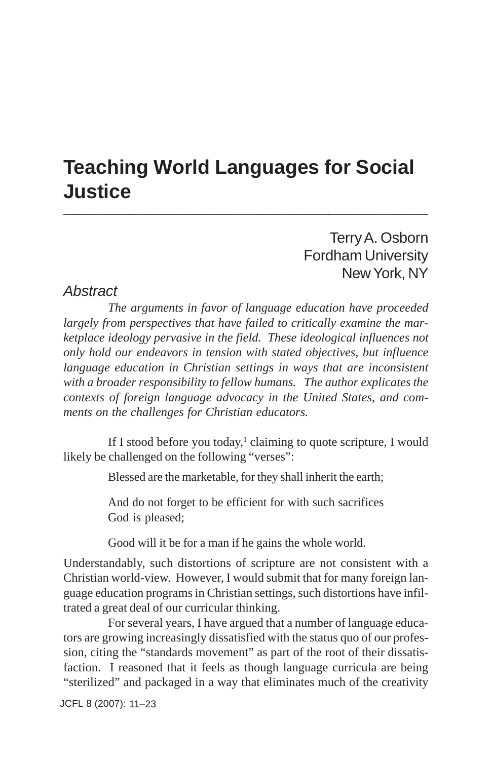# Teaching World Languages for Social Justice

Terry A. Osborn
Fordham University
New York, NY

## Abstract

*The arguments in favor of language education have proceeded largely from perspectives that have failed to critically examine the marketplace ideology pervasive in the field. These ideological influences not only hold our endeavors in tension with stated objectives, but influence language education in Christian settings in ways that are inconsistent with a broader responsibility to fellow humans. The author explicates the contexts of foreign language advocacy in the United States, and comments on the challenges for Christian educators.*

If I stood before you today,[1] claiming to quote scripture, I would likely be challenged on the following "verses":

> Blessed are the marketable, for they shall inherit the earth;
>
> And do not forget to be efficient for with such sacrifices God is pleased;
>
> Good will it be for a man if he gains the whole world.

Understandably, such distortions of scripture are not consistent with a Christian world-view. However, I would submit that for many foreign language education programs in Christian settings, such distortions have infiltrated a great deal of our curricular thinking.

For several years, I have argued that a number of language educators are growing increasingly dissatisfied with the status quo of our profession, citing the "standards movement" as part of the root of their dissatisfaction. I reasoned that it feels as though language curricula are being "sterilized" and packaged in a way that eliminates much of the creativity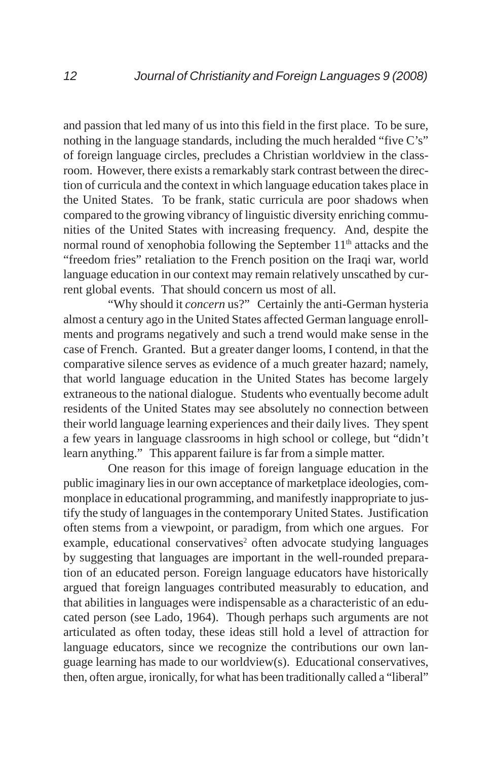and passion that led many of us into this field in the first place. To be sure, nothing in the language standards, including the much heralded "five C's" of foreign language circles, precludes a Christian worldview in the classroom. However, there exists a remarkably stark contrast between the direction of curricula and the context in which language education takes place in the United States. To be frank, static curricula are poor shadows when compared to the growing vibrancy of linguistic diversity enriching communities of the United States with increasing frequency. And, despite the normal round of xenophobia following the September 11th attacks and the "freedom fries" retaliation to the French position on the Iraqi war, world language education in our context may remain relatively unscathed by current global events. That should concern us most of all.

"Why should it *concern* us?" Certainly the anti-German hysteria almost a century ago in the United States affected German language enrollments and programs negatively and such a trend would make sense in the case of French. Granted. But a greater danger looms, I contend, in that the comparative silence serves as evidence of a much greater hazard; namely, that world language education in the United States has become largely extraneous to the national dialogue. Students who eventually become adult residents of the United States may see absolutely no connection between their world language learning experiences and their daily lives. They spent a few years in language classrooms in high school or college, but "didn't learn anything." This apparent failure is far from a simple matter.

One reason for this image of foreign language education in the public imaginary lies in our own acceptance of marketplace ideologies, commonplace in educational programming, and manifestly inappropriate to justify the study of languages in the contemporary United States. Justification often stems from a viewpoint, or paradigm, from which one argues. For example, educational conservatives[2] often advocate studying languages by suggesting that languages are important in the well-rounded preparation of an educated person. Foreign language educators have historically argued that foreign languages contributed measurably to education, and that abilities in languages were indispensable as a characteristic of an educated person (see Lado, 1964). Though perhaps such arguments are not articulated as often today, these ideas still hold a level of attraction for language educators, since we recognize the contributions our own language learning has made to our worldview(s). Educational conservatives, then, often argue, ironically, for what has been traditionally called a "liberal"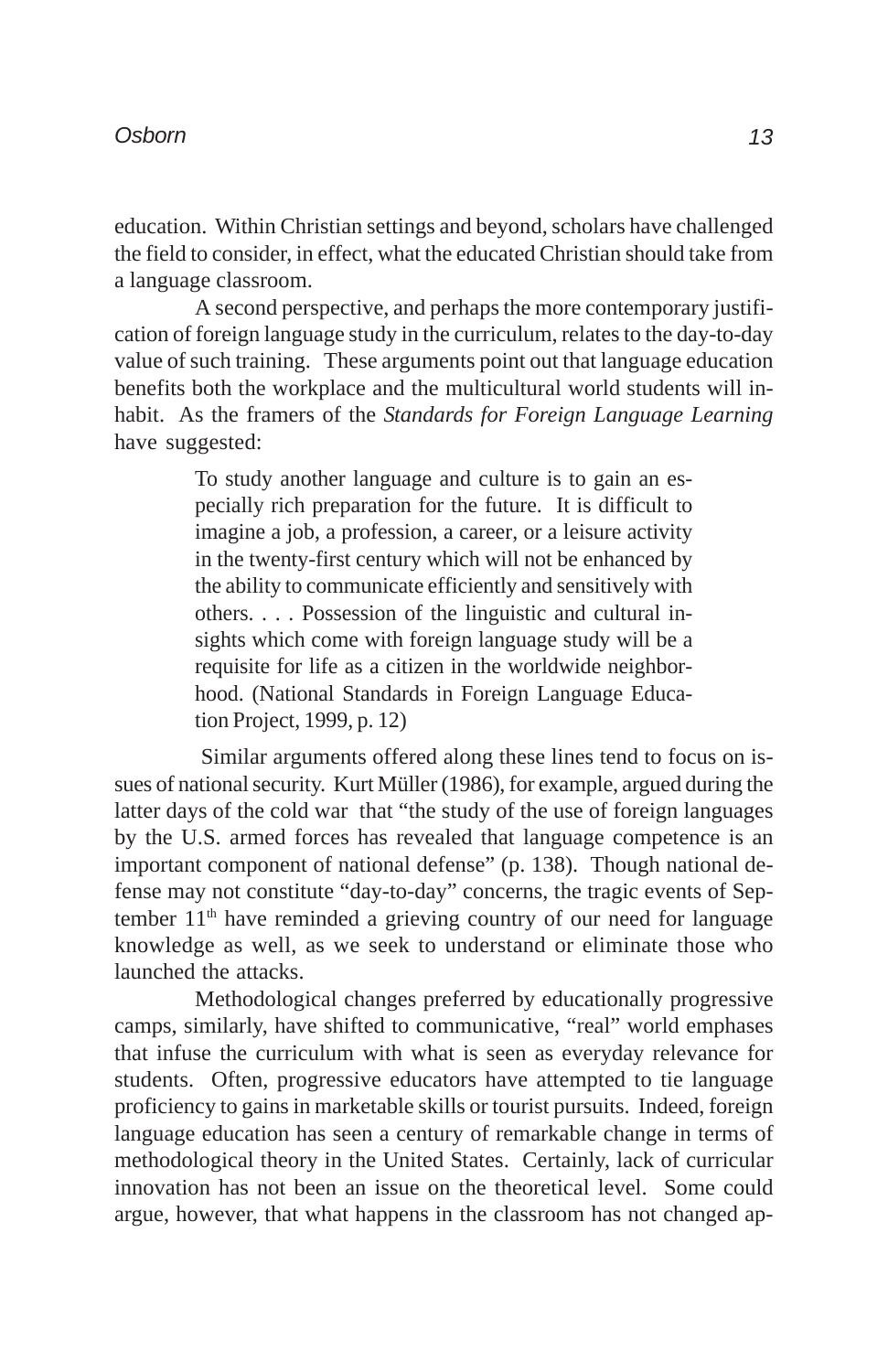education. Within Christian settings and beyond, scholars have challenged the field to consider, in effect, what the educated Christian should take from a language classroom.

A second perspective, and perhaps the more contemporary justification of foreign language study in the curriculum, relates to the day-to-day value of such training. These arguments point out that language education benefits both the workplace and the multicultural world students will inhabit. As the framers of the *Standards for Foreign Language Learning* have suggested:

> To study another language and culture is to gain an especially rich preparation for the future. It is difficult to imagine a job, a profession, a career, or a leisure activity in the twenty-first century which will not be enhanced by the ability to communicate efficiently and sensitively with others. . . . Possession of the linguistic and cultural insights which come with foreign language study will be a requisite for life as a citizen in the worldwide neighborhood. (National Standards in Foreign Language Education Project, 1999, p. 12)

Similar arguments offered along these lines tend to focus on issues of national security. Kurt Müller (1986), for example, argued during the latter days of the cold war that "the study of the use of foreign languages by the U.S. armed forces has revealed that language competence is an important component of national defense" (p. 138). Though national defense may not constitute "day-to-day" concerns, the tragic events of September 11th have reminded a grieving country of our need for language knowledge as well, as we seek to understand or eliminate those who launched the attacks.

Methodological changes preferred by educationally progressive camps, similarly, have shifted to communicative, "real" world emphases that infuse the curriculum with what is seen as everyday relevance for students. Often, progressive educators have attempted to tie language proficiency to gains in marketable skills or tourist pursuits. Indeed, foreign language education has seen a century of remarkable change in terms of methodological theory in the United States. Certainly, lack of curricular innovation has not been an issue on the theoretical level. Some could argue, however, that what happens in the classroom has not changed ap-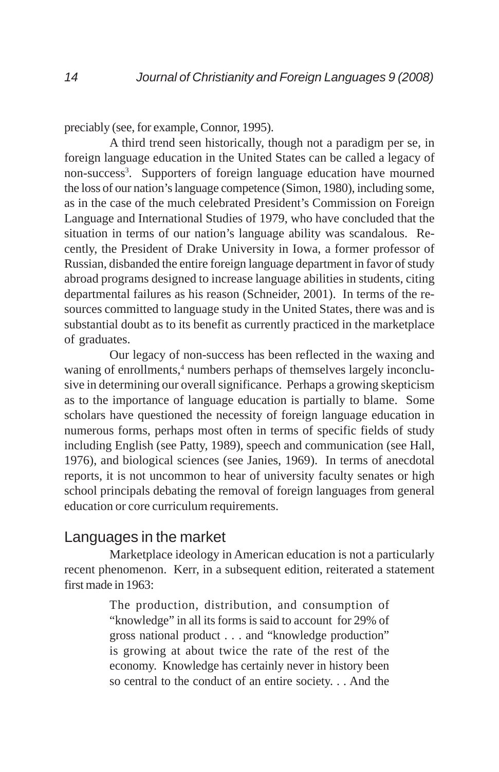preciably (see, for example, Connor, 1995).

A third trend seen historically, though not a paradigm per se, in foreign language education in the United States can be called a legacy of non-success[3]. Supporters of foreign language education have mourned the loss of our nation's language competence (Simon, 1980), including some, as in the case of the much celebrated President's Commission on Foreign Language and International Studies of 1979, who have concluded that the situation in terms of our nation's language ability was scandalous. Recently, the President of Drake University in Iowa, a former professor of Russian, disbanded the entire foreign language department in favor of study abroad programs designed to increase language abilities in students, citing departmental failures as his reason (Schneider, 2001). In terms of the resources committed to language study in the United States, there was and is substantial doubt as to its benefit as currently practiced in the marketplace of graduates.

Our legacy of non-success has been reflected in the waxing and waning of enrollments,[4] numbers perhaps of themselves largely inconclusive in determining our overall significance. Perhaps a growing skepticism as to the importance of language education is partially to blame. Some scholars have questioned the necessity of foreign language education in numerous forms, perhaps most often in terms of specific fields of study including English (see Patty, 1989), speech and communication (see Hall, 1976), and biological sciences (see Janies, 1969). In terms of anecdotal reports, it is not uncommon to hear of university faculty senates or high school principals debating the removal of foreign languages from general education or core curriculum requirements.

## Languages in the market

Marketplace ideology in American education is not a particularly recent phenomenon. Kerr, in a subsequent edition, reiterated a statement first made in 1963:

> The production, distribution, and consumption of "knowledge" in all its forms is said to account for 29% of gross national product . . . and "knowledge production" is growing at about twice the rate of the rest of the economy. Knowledge has certainly never in history been so central to the conduct of an entire society. . . And the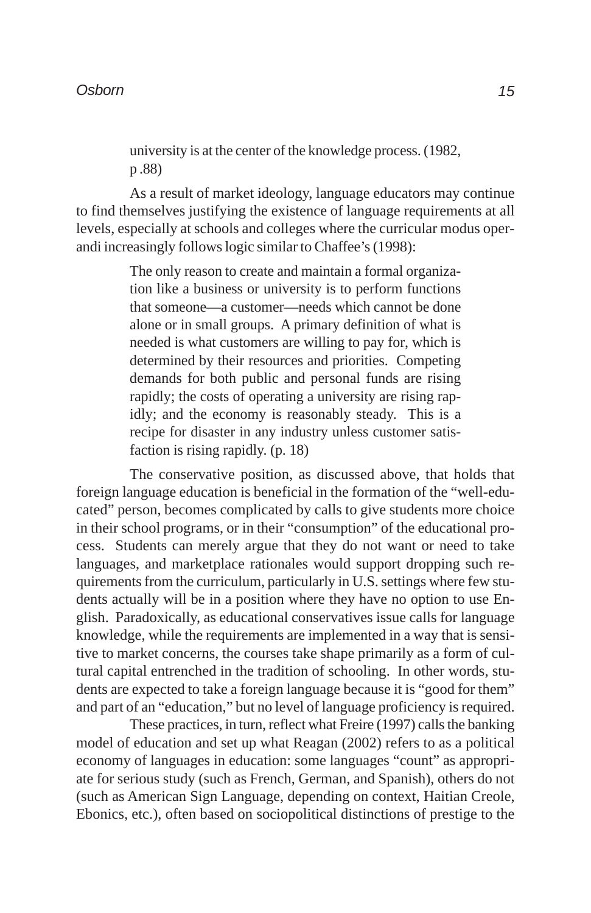> university is at the center of the knowledge process. (1982, p .88)

As a result of market ideology, language educators may continue to find themselves justifying the existence of language requirements at all levels, especially at schools and colleges where the curricular modus operandi increasingly follows logic similar to Chaffee's (1998):

> The only reason to create and maintain a formal organization like a business or university is to perform functions that someone—a customer—needs which cannot be done alone or in small groups. A primary definition of what is needed is what customers are willing to pay for, which is determined by their resources and priorities. Competing demands for both public and personal funds are rising rapidly; the costs of operating a university are rising rapidly; and the economy is reasonably steady. This is a recipe for disaster in any industry unless customer satisfaction is rising rapidly. (p. 18)

The conservative position, as discussed above, that holds that foreign language education is beneficial in the formation of the "well-educated" person, becomes complicated by calls to give students more choice in their school programs, or in their "consumption" of the educational process. Students can merely argue that they do not want or need to take languages, and marketplace rationales would support dropping such requirements from the curriculum, particularly in U.S. settings where few students actually will be in a position where they have no option to use English. Paradoxically, as educational conservatives issue calls for language knowledge, while the requirements are implemented in a way that is sensitive to market concerns, the courses take shape primarily as a form of cultural capital entrenched in the tradition of schooling. In other words, students are expected to take a foreign language because it is "good for them" and part of an "education," but no level of language proficiency is required.

These practices, in turn, reflect what Freire (1997) calls the banking model of education and set up what Reagan (2002) refers to as a political economy of languages in education: some languages "count" as appropriate for serious study (such as French, German, and Spanish), others do not (such as American Sign Language, depending on context, Haitian Creole, Ebonics, etc.), often based on sociopolitical distinctions of prestige to the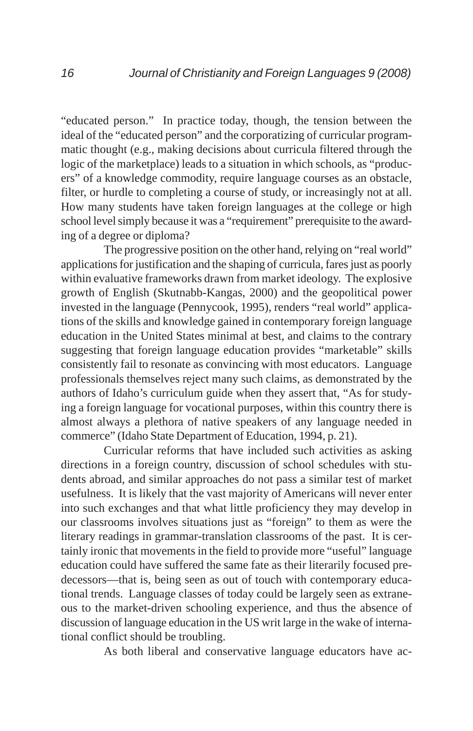"educated person." In practice today, though, the tension between the ideal of the "educated person" and the corporatizing of curricular programmatic thought (e.g., making decisions about curricula filtered through the logic of the marketplace) leads to a situation in which schools, as "producers" of a knowledge commodity, require language courses as an obstacle, filter, or hurdle to completing a course of study, or increasingly not at all. How many students have taken foreign languages at the college or high school level simply because it was a "requirement" prerequisite to the awarding of a degree or diploma?

The progressive position on the other hand, relying on "real world" applications for justification and the shaping of curricula, fares just as poorly within evaluative frameworks drawn from market ideology. The explosive growth of English (Skutnabb-Kangas, 2000) and the geopolitical power invested in the language (Pennycook, 1995), renders "real world" applications of the skills and knowledge gained in contemporary foreign language education in the United States minimal at best, and claims to the contrary suggesting that foreign language education provides "marketable" skills consistently fail to resonate as convincing with most educators. Language professionals themselves reject many such claims, as demonstrated by the authors of Idaho's curriculum guide when they assert that, "As for studying a foreign language for vocational purposes, within this country there is almost always a plethora of native speakers of any language needed in commerce" (Idaho State Department of Education, 1994, p. 21).

Curricular reforms that have included such activities as asking directions in a foreign country, discussion of school schedules with students abroad, and similar approaches do not pass a similar test of market usefulness. It is likely that the vast majority of Americans will never enter into such exchanges and that what little proficiency they may develop in our classrooms involves situations just as "foreign" to them as were the literary readings in grammar-translation classrooms of the past. It is certainly ironic that movements in the field to provide more "useful" language education could have suffered the same fate as their literarily focused predecessors—that is, being seen as out of touch with contemporary educational trends. Language classes of today could be largely seen as extraneous to the market-driven schooling experience, and thus the absence of discussion of language education in the US writ large in the wake of international conflict should be troubling.

As both liberal and conservative language educators have ac-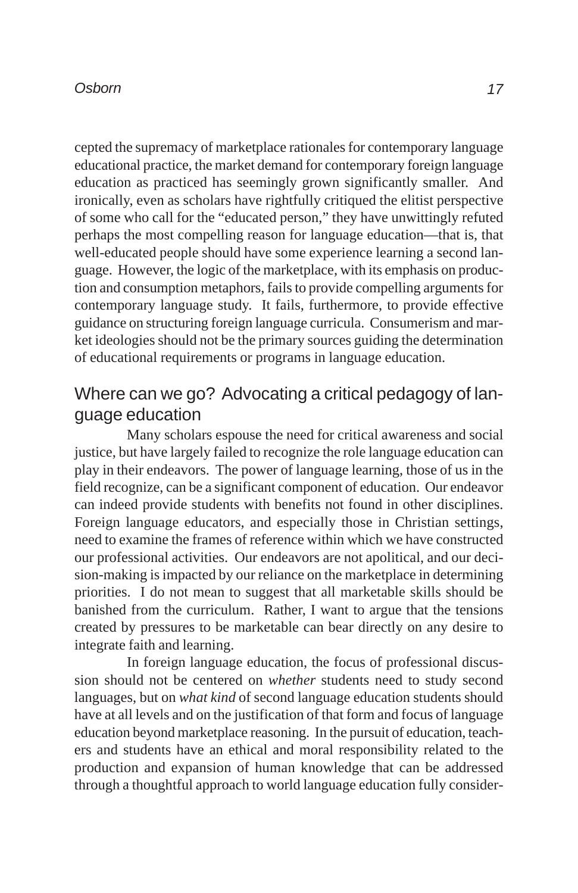cepted the supremacy of marketplace rationales for contemporary language educational practice, the market demand for contemporary foreign language education as practiced has seemingly grown significantly smaller. And ironically, even as scholars have rightfully critiqued the elitist perspective of some who call for the "educated person," they have unwittingly refuted perhaps the most compelling reason for language education—that is, that well-educated people should have some experience learning a second language. However, the logic of the marketplace, with its emphasis on production and consumption metaphors, fails to provide compelling arguments for contemporary language study. It fails, furthermore, to provide effective guidance on structuring foreign language curricula. Consumerism and market ideologies should not be the primary sources guiding the determination of educational requirements or programs in language education.

## Where can we go? Advocating a critical pedagogy of language education

Many scholars espouse the need for critical awareness and social justice, but have largely failed to recognize the role language education can play in their endeavors. The power of language learning, those of us in the field recognize, can be a significant component of education. Our endeavor can indeed provide students with benefits not found in other disciplines. Foreign language educators, and especially those in Christian settings, need to examine the frames of reference within which we have constructed our professional activities. Our endeavors are not apolitical, and our decision-making is impacted by our reliance on the marketplace in determining priorities. I do not mean to suggest that all marketable skills should be banished from the curriculum. Rather, I want to argue that the tensions created by pressures to be marketable can bear directly on any desire to integrate faith and learning.

In foreign language education, the focus of professional discussion should not be centered on *whether* students need to study second languages, but on *what kind* of second language education students should have at all levels and on the justification of that form and focus of language education beyond marketplace reasoning. In the pursuit of education, teachers and students have an ethical and moral responsibility related to the production and expansion of human knowledge that can be addressed through a thoughtful approach to world language education fully consider-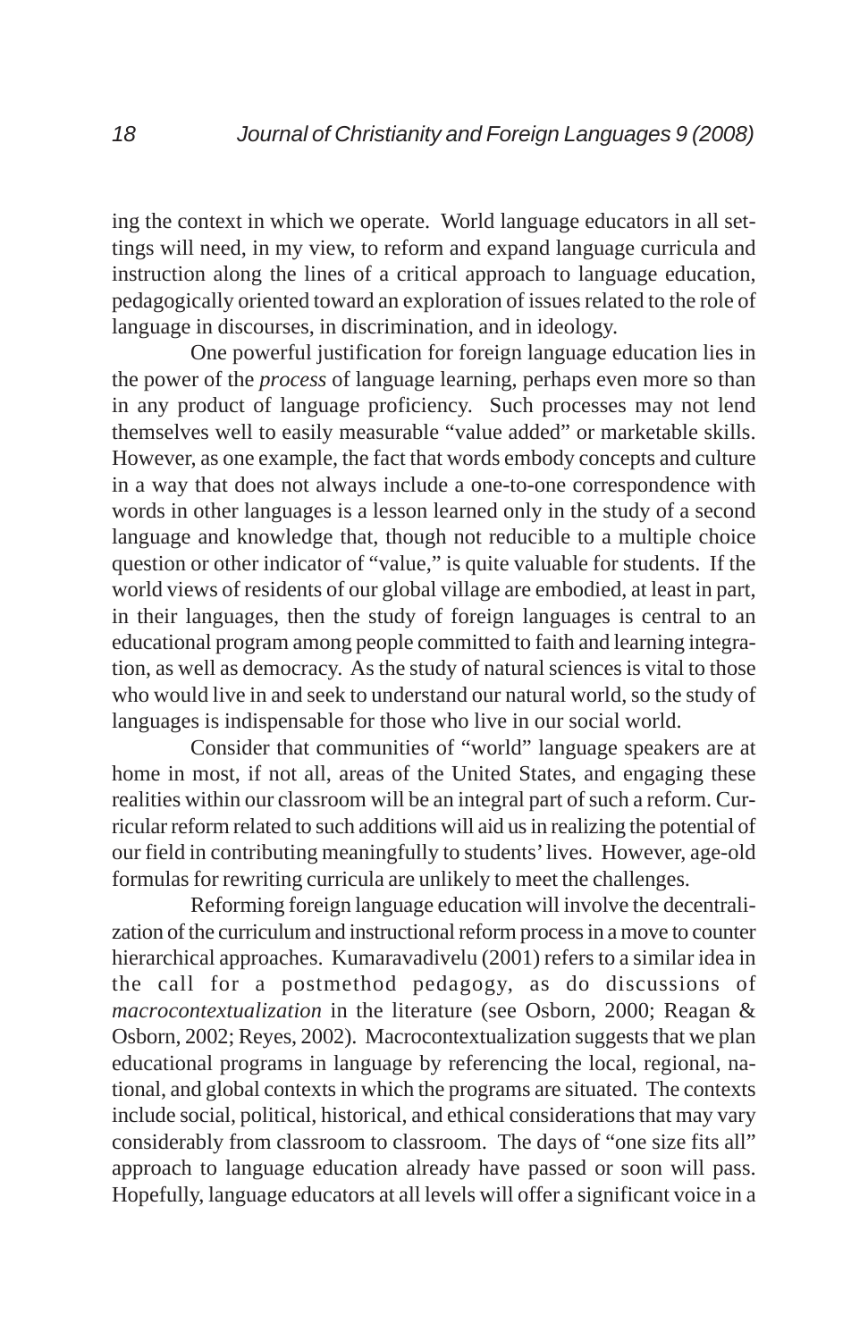ing the context in which we operate. World language educators in all settings will need, in my view, to reform and expand language curricula and instruction along the lines of a critical approach to language education, pedagogically oriented toward an exploration of issues related to the role of language in discourses, in discrimination, and in ideology.

One powerful justification for foreign language education lies in the power of the *process* of language learning, perhaps even more so than in any product of language proficiency. Such processes may not lend themselves well to easily measurable "value added" or marketable skills. However, as one example, the fact that words embody concepts and culture in a way that does not always include a one-to-one correspondence with words in other languages is a lesson learned only in the study of a second language and knowledge that, though not reducible to a multiple choice question or other indicator of "value," is quite valuable for students. If the world views of residents of our global village are embodied, at least in part, in their languages, then the study of foreign languages is central to an educational program among people committed to faith and learning integration, as well as democracy. As the study of natural sciences is vital to those who would live in and seek to understand our natural world, so the study of languages is indispensable for those who live in our social world.

Consider that communities of "world" language speakers are at home in most, if not all, areas of the United States, and engaging these realities within our classroom will be an integral part of such a reform. Curricular reform related to such additions will aid us in realizing the potential of our field in contributing meaningfully to students' lives. However, age-old formulas for rewriting curricula are unlikely to meet the challenges.

Reforming foreign language education will involve the decentralization of the curriculum and instructional reform process in a move to counter hierarchical approaches. Kumaravadivelu (2001) refers to a similar idea in the call for a postmethod pedagogy, as do discussions of *macrocontextualization* in the literature (see Osborn, 2000; Reagan & Osborn, 2002; Reyes, 2002). Macrocontextualization suggests that we plan educational programs in language by referencing the local, regional, national, and global contexts in which the programs are situated. The contexts include social, political, historical, and ethical considerations that may vary considerably from classroom to classroom. The days of "one size fits all" approach to language education already have passed or soon will pass. Hopefully, language educators at all levels will offer a significant voice in a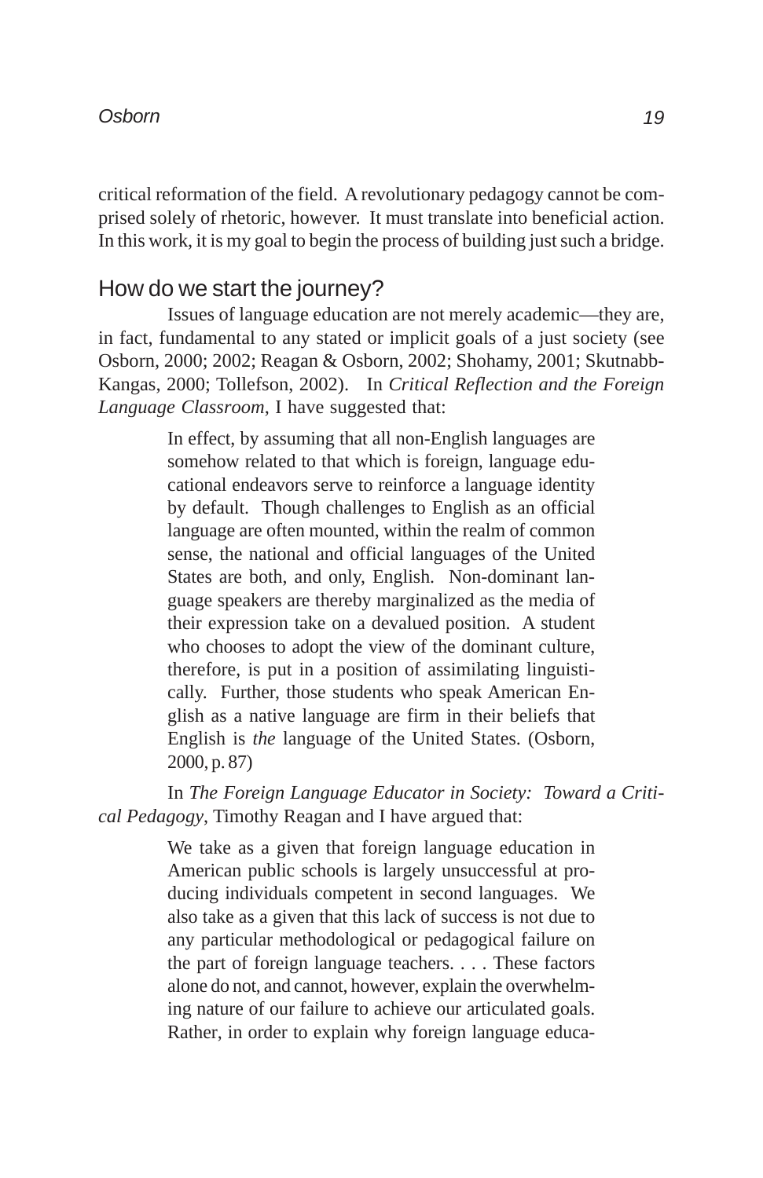critical reformation of the field. A revolutionary pedagogy cannot be comprised solely of rhetoric, however. It must translate into beneficial action. In this work, it is my goal to begin the process of building just such a bridge.

## How do we start the journey?

Issues of language education are not merely academic—they are, in fact, fundamental to any stated or implicit goals of a just society (see Osborn, 2000; 2002; Reagan & Osborn, 2002; Shohamy, 2001; Skutnabb-Kangas, 2000; Tollefson, 2002). In *Critical Reflection and the Foreign Language Classroom*, I have suggested that:

> In effect, by assuming that all non-English languages are somehow related to that which is foreign, language educational endeavors serve to reinforce a language identity by default. Though challenges to English as an official language are often mounted, within the realm of common sense, the national and official languages of the United States are both, and only, English. Non-dominant language speakers are thereby marginalized as the media of their expression take on a devalued position. A student who chooses to adopt the view of the dominant culture, therefore, is put in a position of assimilating linguistically. Further, those students who speak American English as a native language are firm in their beliefs that English is *the* language of the United States. (Osborn, 2000, p. 87)

In *The Foreign Language Educator in Society: Toward a Critical Pedagogy*, Timothy Reagan and I have argued that:

> We take as a given that foreign language education in American public schools is largely unsuccessful at producing individuals competent in second languages. We also take as a given that this lack of success is not due to any particular methodological or pedagogical failure on the part of foreign language teachers. . . . These factors alone do not, and cannot, however, explain the overwhelming nature of our failure to achieve our articulated goals. Rather, in order to explain why foreign language educa-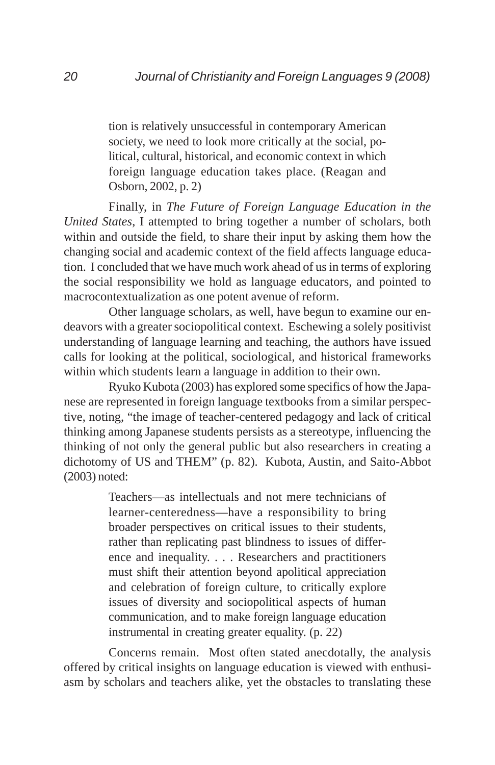> tion is relatively unsuccessful in contemporary American society, we need to look more critically at the social, political, cultural, historical, and economic context in which foreign language education takes place. (Reagan and Osborn, 2002, p. 2)

Finally, in *The Future of Foreign Language Education in the United States*, I attempted to bring together a number of scholars, both within and outside the field, to share their input by asking them how the changing social and academic context of the field affects language education. I concluded that we have much work ahead of us in terms of exploring the social responsibility we hold as language educators, and pointed to macrocontextualization as one potent avenue of reform.

Other language scholars, as well, have begun to examine our endeavors with a greater sociopolitical context. Eschewing a solely positivist understanding of language learning and teaching, the authors have issued calls for looking at the political, sociological, and historical frameworks within which students learn a language in addition to their own.

Ryuko Kubota (2003) has explored some specifics of how the Japanese are represented in foreign language textbooks from a similar perspective, noting, "the image of teacher-centered pedagogy and lack of critical thinking among Japanese students persists as a stereotype, influencing the thinking of not only the general public but also researchers in creating a dichotomy of US and THEM" (p. 82). Kubota, Austin, and Saito-Abbot (2003) noted:

> Teachers—as intellectuals and not mere technicians of learner-centeredness—have a responsibility to bring broader perspectives on critical issues to their students, rather than replicating past blindness to issues of difference and inequality. . . . Researchers and practitioners must shift their attention beyond apolitical appreciation and celebration of foreign culture, to critically explore issues of diversity and sociopolitical aspects of human communication, and to make foreign language education instrumental in creating greater equality. (p. 22)

Concerns remain. Most often stated anecdotally, the analysis offered by critical insights on language education is viewed with enthusiasm by scholars and teachers alike, yet the obstacles to translating these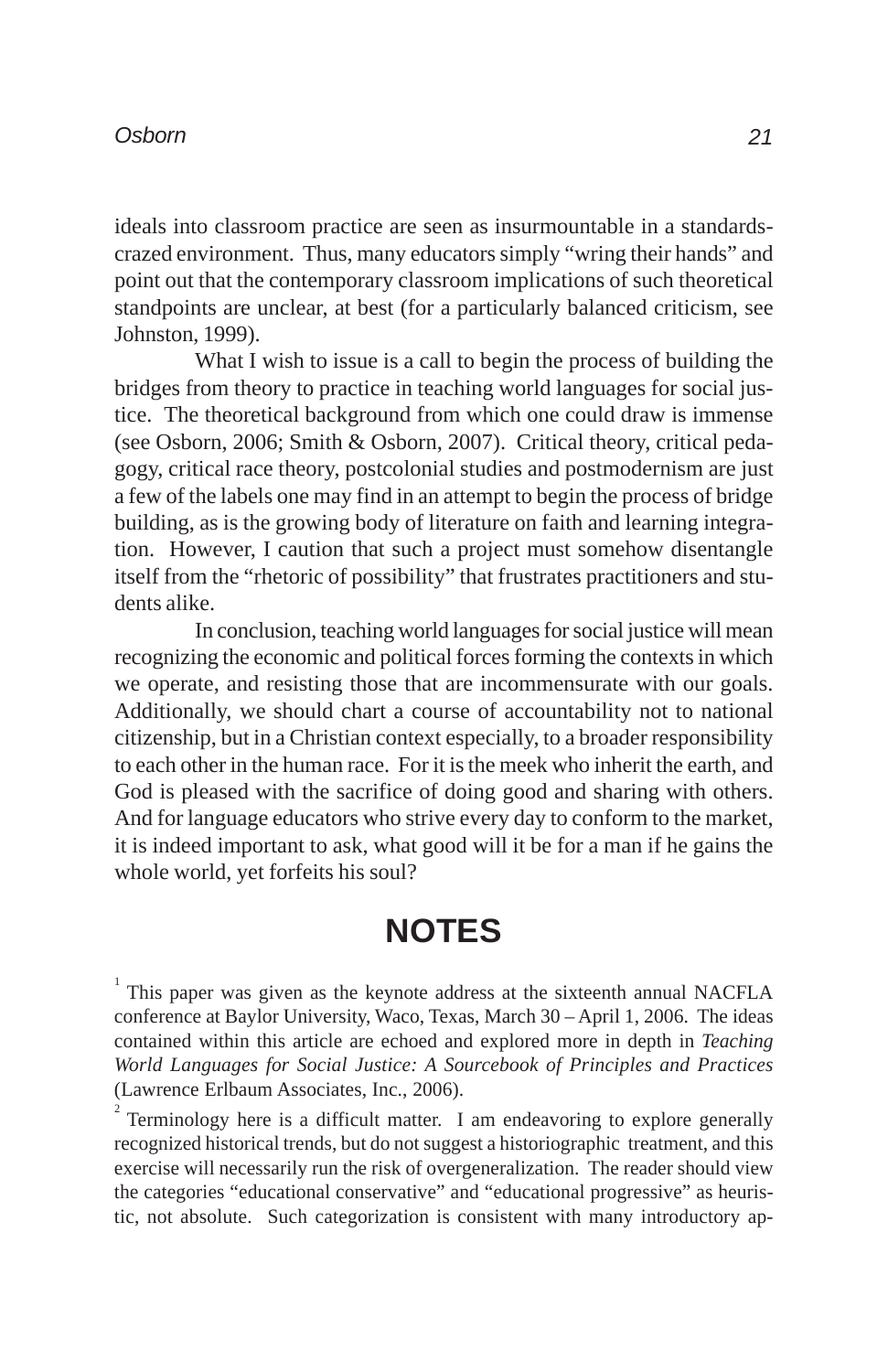ideals into classroom practice are seen as insurmountable in a standards-crazed environment. Thus, many educators simply "wring their hands" and point out that the contemporary classroom implications of such theoretical standpoints are unclear, at best (for a particularly balanced criticism, see Johnston, 1999).

What I wish to issue is a call to begin the process of building the bridges from theory to practice in teaching world languages for social justice. The theoretical background from which one could draw is immense (see Osborn, 2006; Smith & Osborn, 2007). Critical theory, critical pedagogy, critical race theory, postcolonial studies and postmodernism are just a few of the labels one may find in an attempt to begin the process of bridge building, as is the growing body of literature on faith and learning integration. However, I caution that such a project must somehow disentangle itself from the "rhetoric of possibility" that frustrates practitioners and students alike.

In conclusion, teaching world languages for social justice will mean recognizing the economic and political forces forming the contexts in which we operate, and resisting those that are incommensurate with our goals. Additionally, we should chart a course of accountability not to national citizenship, but in a Christian context especially, to a broader responsibility to each other in the human race. For it is the meek who inherit the earth, and God is pleased with the sacrifice of doing good and sharing with others. And for language educators who strive every day to conform to the market, it is indeed important to ask, what good will it be for a man if he gains the whole world, yet forfeits his soul?

# NOTES

[1] This paper was given as the keynote address at the sixteenth annual NACFLA conference at Baylor University, Waco, Texas, March 30 – April 1, 2006. The ideas contained within this article are echoed and explored more in depth in *Teaching World Languages for Social Justice: A Sourcebook of Principles and Practices* (Lawrence Erlbaum Associates, Inc., 2006).

[2] Terminology here is a difficult matter. I am endeavoring to explore generally recognized historical trends, but do not suggest a historiographic treatment, and this exercise will necessarily run the risk of overgeneralization. The reader should view the categories "educational conservative" and "educational progressive" as heuristic, not absolute. Such categorization is consistent with many introductory ap-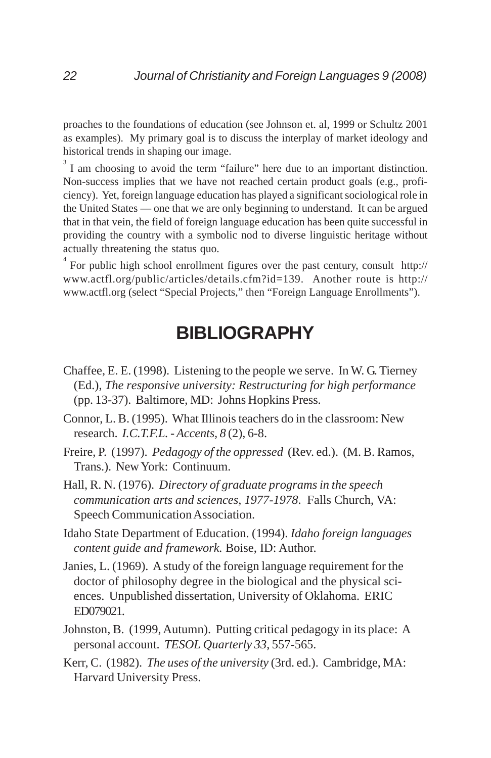proaches to the foundations of education (see Johnson et. al, 1999 or Schultz 2001 as examples). My primary goal is to discuss the interplay of market ideology and historical trends in shaping our image.

[3] I am choosing to avoid the term "failure" here due to an important distinction. Non-success implies that we have not reached certain product goals (e.g., proficiency). Yet, foreign language education has played a significant sociological role in the United States — one that we are only beginning to understand. It can be argued that in that vein, the field of foreign language education has been quite successful in providing the country with a symbolic nod to diverse linguistic heritage without actually threatening the status quo.

[4] For public high school enrollment figures over the past century, consult http://www.actfl.org/public/articles/details.cfm?id=139. Another route is http://www.actfl.org (select "Special Projects," then "Foreign Language Enrollments").

## BIBLIOGRAPHY

Chaffee, E. E. (1998). Listening to the people we serve. In W. G. Tierney (Ed.), *The responsive university: Restructuring for high performance* (pp. 13-37). Baltimore, MD: Johns Hopkins Press.

Connor, L. B. (1995). What Illinois teachers do in the classroom: New research. *I.C.T.F.L. - Accents*, *8* (2), 6-8.

Freire, P. (1997). *Pedagogy of the oppressed* (Rev. ed.). (M. B. Ramos, Trans.). New York: Continuum.

Hall, R. N. (1976). *Directory of graduate programs in the speech communication arts and sciences, 1977-1978*. Falls Church, VA: Speech Communication Association.

Idaho State Department of Education. (1994). *Idaho foreign languages content guide and framework.* Boise, ID: Author.

Janies, L. (1969). A study of the foreign language requirement for the doctor of philosophy degree in the biological and the physical sciences. Unpublished dissertation, University of Oklahoma. ERIC ED079021.

Johnston, B. (1999, Autumn). Putting critical pedagogy in its place: A personal account. *TESOL Quarterly 33*, 557-565.

Kerr, C. (1982). *The uses of the university* (3rd. ed.). Cambridge, MA: Harvard University Press.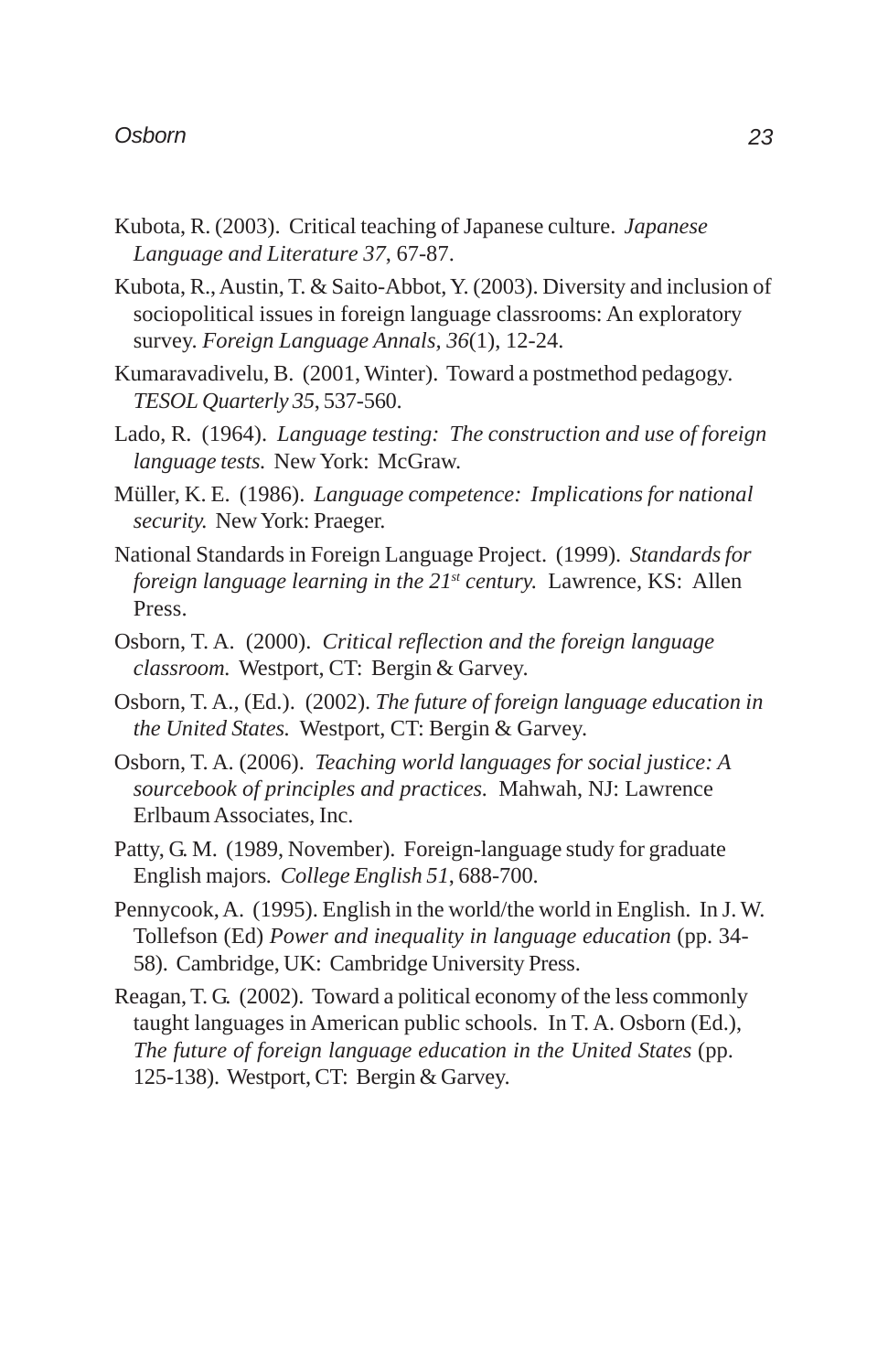Kubota, R. (2003). Critical teaching of Japanese culture. *Japanese Language and Literature 37*, 67-87.

Kubota, R., Austin, T. & Saito-Abbot, Y. (2003). Diversity and inclusion of sociopolitical issues in foreign language classrooms: An exploratory survey. *Foreign Language Annals, 36*(1), 12-24.

Kumaravadivelu, B. (2001, Winter). Toward a postmethod pedagogy. *TESOL Quarterly 35*, 537-560.

Lado, R. (1964). *Language testing: The construction and use of foreign language tests.* New York: McGraw.

Müller, K. E. (1986). *Language competence: Implications for national security.* New York: Praeger.

National Standards in Foreign Language Project. (1999). *Standards for foreign language learning in the 21st century.* Lawrence, KS: Allen Press.

Osborn, T. A. (2000). *Critical reflection and the foreign language classroom.* Westport, CT: Bergin & Garvey.

Osborn, T. A., (Ed.). (2002). *The future of foreign language education in the United States.* Westport, CT: Bergin & Garvey.

Osborn, T. A. (2006). *Teaching world languages for social justice: A sourcebook of principles and practices.* Mahwah, NJ: Lawrence Erlbaum Associates, Inc.

Patty, G. M. (1989, November). Foreign-language study for graduate English majors. *College English 51*, 688-700.

Pennycook, A. (1995). English in the world/the world in English. In J. W. Tollefson (Ed) *Power and inequality in language education* (pp. 34-58). Cambridge, UK: Cambridge University Press.

Reagan, T. G. (2002). Toward a political economy of the less commonly taught languages in American public schools. In T. A. Osborn (Ed.), *The future of foreign language education in the United States* (pp. 125-138). Westport, CT: Bergin & Garvey.